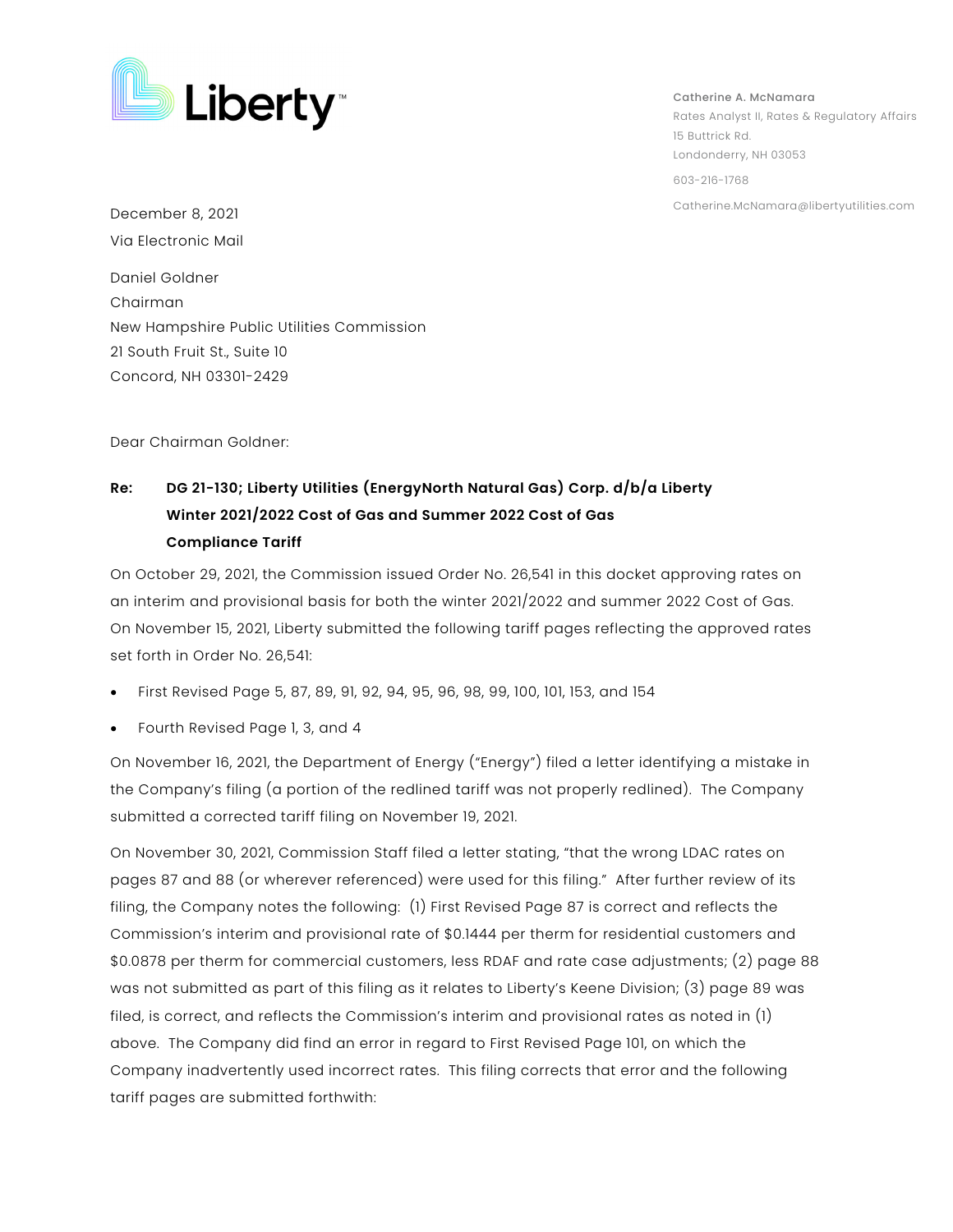Liberty™

Catherine A. McNamara
Rates Analyst II, Rates & Regulatory Affairs
15 Buttrick Rd.
Londonderry, NH 03053

603-216-1768

Catherine.McNamara@libertyutilities.com

December 8, 2021
Via Electronic Mail

Daniel Goldner
Chairman
New Hampshire Public Utilities Commission
21 South Fruit St., Suite 10
Concord, NH 03301-2429

Dear Chairman Goldner:

**Re: DG 21-130; Liberty Utilities (EnergyNorth Natural Gas) Corp. d/b/a Liberty Winter 2021/2022 Cost of Gas and Summer 2022 Cost of Gas Compliance Tariff**

On October 29, 2021, the Commission issued Order No. 26,541 in this docket approving rates on an interim and provisional basis for both the winter 2021/2022 and summer 2022 Cost of Gas. On November 15, 2021, Liberty submitted the following tariff pages reflecting the approved rates set forth in Order No. 26,541:

- First Revised Page 5, 87, 89, 91, 92, 94, 95, 96, 98, 99, 100, 101, 153, and 154
- Fourth Revised Page 1, 3, and 4

On November 16, 2021, the Department of Energy ("Energy") filed a letter identifying a mistake in the Company's filing (a portion of the redlined tariff was not properly redlined). The Company submitted a corrected tariff filing on November 19, 2021.

On November 30, 2021, Commission Staff filed a letter stating, "that the wrong LDAC rates on pages 87 and 88 (or wherever referenced) were used for this filing." After further review of its filing, the Company notes the following: (1) First Revised Page 87 is correct and reflects the Commission's interim and provisional rate of $0.1444 per therm for residential customers and $0.0878 per therm for commercial customers, less RDAF and rate case adjustments; (2) page 88 was not submitted as part of this filing as it relates to Liberty's Keene Division; (3) page 89 was filed, is correct, and reflects the Commission's interim and provisional rates as noted in (1) above. The Company did find an error in regard to First Revised Page 101, on which the Company inadvertently used incorrect rates. This filing corrects that error and the following tariff pages are submitted forthwith: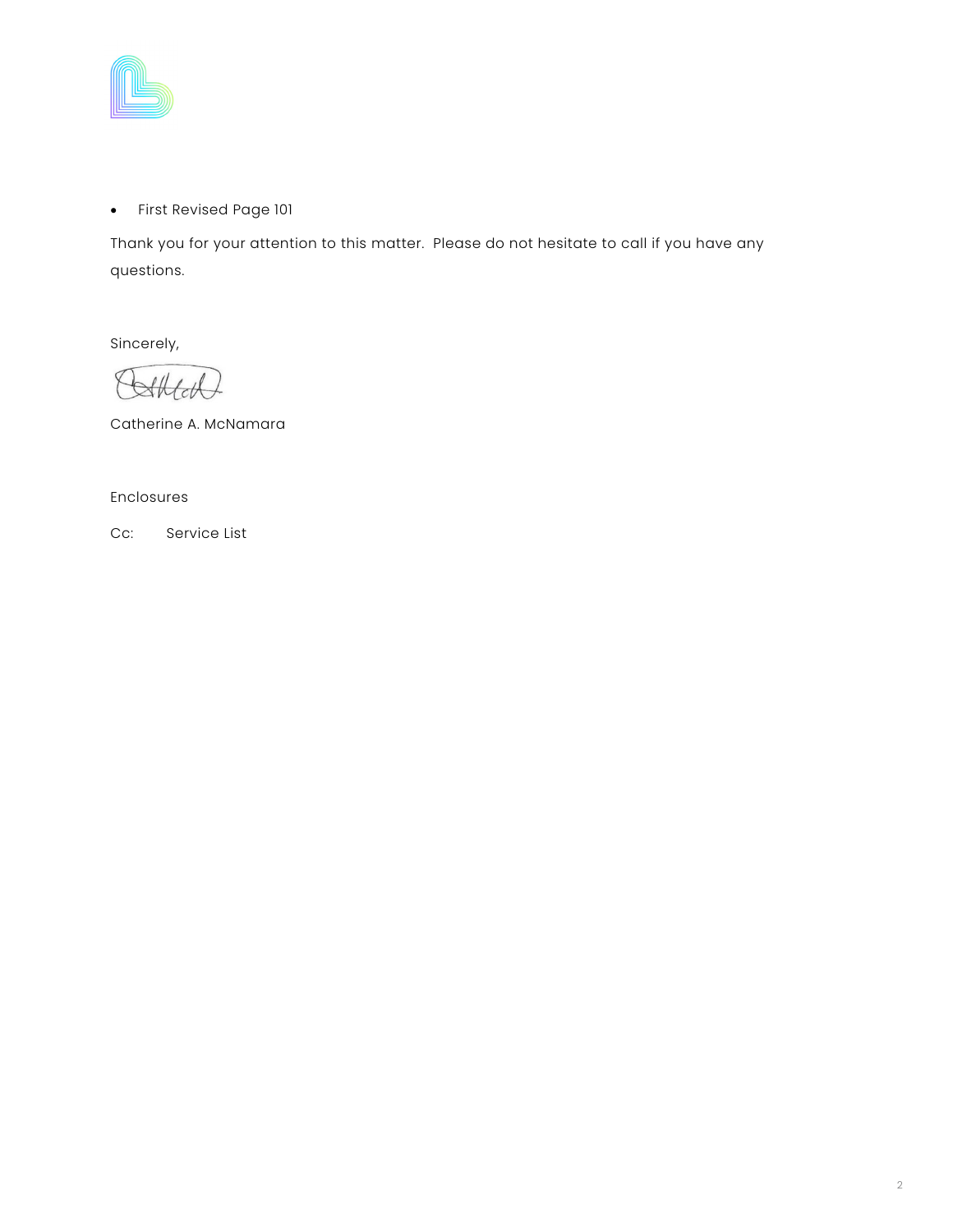- First Revised Page 101

Thank you for your attention to this matter. Please do not hesitate to call if you have any questions.

Sincerely,

Catherine A. McNamara

Enclosures

Cc: Service List